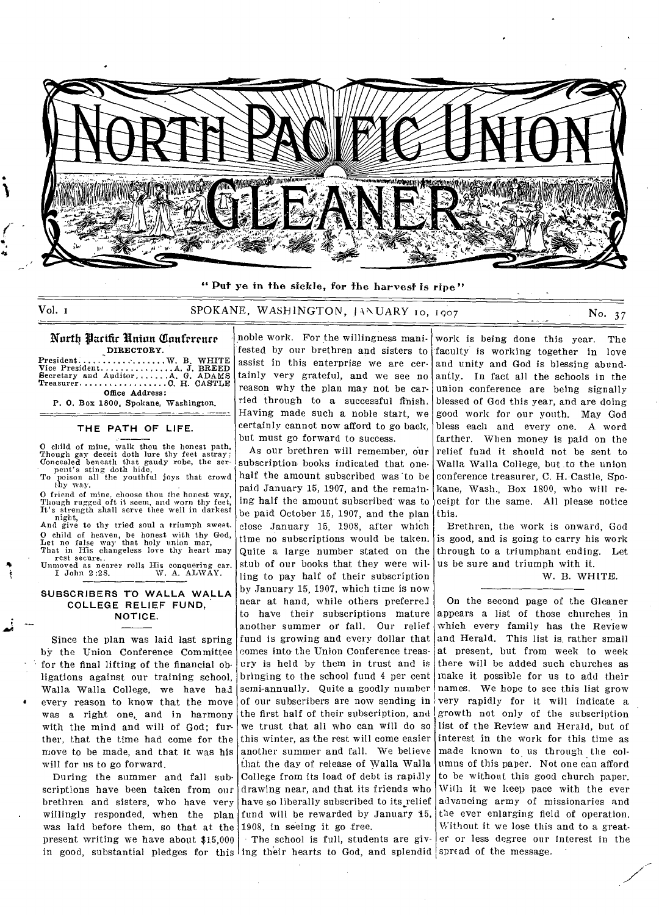# NORTH PACIFIC UNION GLEANER

"Put ye in the sickle, for the harvest is ripe"

Vol. 1 SPOKANE, WASHINGTON, JANUARY 10, 1907 No. 37

## North Pacific Union Conference

DIRECTORY.

President . . . . . . . . . . . . . . . . . . W. B. WHITE
Vice President . . . . . . . . . . . . . . . A. J. BREED
Secretary and Auditor . . . . . . . A. G. ADAMS
Treasurer . . . . . . . . . . . . . . . . . . C. H. CASTLE

Office Address:
P. O. Box 1800, Spokane, Washington.

## THE PATH OF LIFE.

O child of mine, walk thou the honest path,
Though gay deceit doth lure thy feet astray;
Concealed beneath that gaudy robe, the serpent's sting doth hide,
To poison all the youthful joys that crowd thy way.
O friend of mine, choose thou the honest way,
Though rugged oft it seem, and worn thy feet,
It's strength shall serve thee well in darkest night,
And give to thy tried soul a triumph sweet.
O child of heaven, be honest with thy God,
Let no false way that holy union mar,
That in His changeless love thy heart may rest secure,
Unmoved as nearer rolls His conquering car.
I John 2:28. W. A. ALWAY.

## SUBSCRIBERS TO WALLA WALLA COLLEGE RELIEF FUND, NOTICE.

Since the plan was laid last spring by the Union Conference Committee for the final lifting of the financial obligations against our training school, Walla Walla College, we have had every reason to know that the move was a right one, and in harmony with the mind and will of God; further, that the time had come for the move to be made, and that it was his will for us to go forward.

During the summer and fall subscriptions have been taken from our brethren and sisters, who have very willingly responded, when the plan was laid before them, so that at the present writing we have about $15,000 in good, substantial pledges for this noble work. For the willingness manifested by our brethren and sisters to assist in this enterprise we are certainly very grateful, and we see no reason why the plan may not be carried through to a successful finish. Having made such a noble start, we certainly cannot now afford to go back, but must go forward to success.

As our brethren will remember, our subscription books indicated that one-half the amount subscribed was to be paid January 15, 1907, and the remaining half the amount subscribed was to be paid October 15, 1907, and the plan close January 15, 1908, after which time no subscriptions would be taken. Quite a large number stated on the stub of our books that they were willing to pay half of their subscription by January 15, 1907, which time is now near at hand, while others preferred to have their subscriptions mature another summer or fall. Our relief fund is growing and every dollar that comes into the Union Conference treasury is held by them in trust and is bringing to the school fund 4 per cent semi-annually. Quite a goodly number of our subscribers are now sending in the first half of their subscription, and we trust that all who can will do so this winter, as the rest will come easier another summer and fall. We believe that the day of release of Walla Walla College from its load of debt is rapidly drawing near, and that its friends who have so liberally subscribed to its relief fund will be rewarded by January 15, 1908, in seeing it go free.

The school is full, students are giving their hearts to God, and splendid work is being done this year. The faculty is working together in love and unity and God is blessing abundantly. In fact all the schools in the union conference are being signally blessed of God this year, and are doing good work for our youth. May God bless each and every one. A word farther. When money is paid on the relief fund it should not be sent to Walla Walla College, but to the union conference treasurer, C. H. Castle, Spokane, Wash., Box 1800, who will receipt for the same. All please notice this.

Brethren, the work is onward, God is good, and is going to carry his work through to a triumphant ending. Let us be sure and triumph with it.

W. B. WHITE.

---

On the second page of the Gleaner appears a list of those churches in which every family has the Review and Herald. This list is rather small at present, but from week to week there will be added such churches as make it possible for us to add their names. We hope to see this list grow very rapidly for it will indicate a growth not only of the subscription list of the Review and Herald, but of interest in the work for this time as made known to us through the columns of this paper. Not one can afford to be without this good church paper. With it we keep pace with the ever advancing army of missionaries and the ever enlarging field of operation. Without it we lose this and to a greater or less degree our interest in the spread of the message.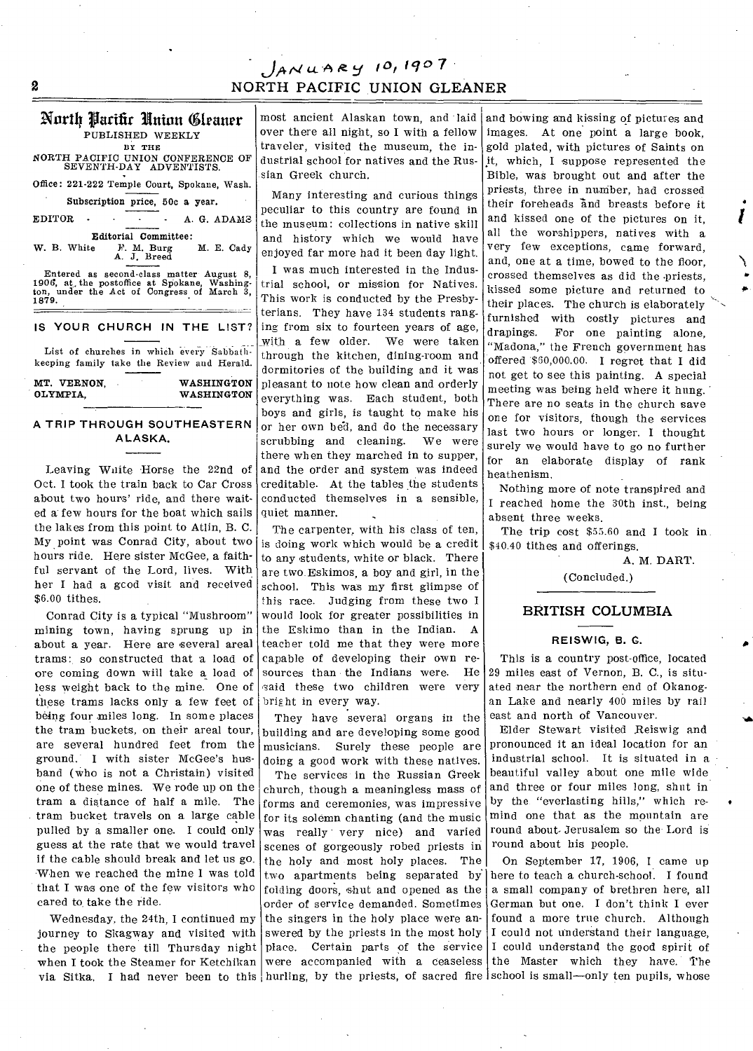# North Pacific Union Gleaner

PUBLISHED WEEKLY
BY THE
NORTH PACIFIC UNION CONFERENCE OF SEVENTH-DAY ADVENTISTS.

Office: 221-222 Temple Court, Spokane, Wash.

Subscription price, 50c a year.

EDITOR - - - - A. G. ADAMS

Editorial Committee:
W. B. White F. M. Burg M. E. Cady
A. J. Breed

Entered as second-class matter August 8, 1906, at the postoffice at Spokane, Washington, under the Act of Congress of March 3, 1879.

## IS YOUR CHURCH IN THE LIST?

List of churches in which every Sabbath-keeping family take the Review and Herald.

| | |
|---|---|
| MT. VERNON, | WASHINGTON |
| OLYMPIA, | WASHINGTON |

## A TRIP THROUGH SOUTHEASTERN ALASKA.

Leaving White Horse the 22nd of Oct. I took the train back to Car Cross about two hours' ride, and there waited a few hours for the boat which sails the lakes from this point to Atlin, B. C. My point was Conrad City, about two hours ride. Here sister McGee, a faithful servant of the Lord, lives. With her I had a good visit and received $6.00 tithes.

Conrad City is a typical "Mushroom" mining town, having sprung up in about a year. Here are several areal trams: so constructed that a load of ore coming down will take a load of less weight back to the mine. One of these trams lacks only a few feet of being four miles long. In some places the tram buckets, on their areal tour, are several hundred feet from the ground. I with sister McGee's husband (who is not a Christain) visited one of these mines. We rode up on the tram a distance of half a mile. The tram bucket travels on a large cable pulled by a smaller one. I could only guess at the rate that we would travel if the cable should break and let us go. When we reached the mine I was told that I was one of the few visitors who cared to take the ride.

Wednesday, the 24th, I continued my journey to Skagway and visited with the people there till Thursday night when I took the Steamer for Ketchikan via Sitka. I had never been to this most ancient Alaskan town, and laid over there all night, so I with a fellow traveler, visited the museum, the industrial school for natives and the Russian Greek church.

Many interesting and curious things peculiar to this country are found in the museum: collections in native skill and history which we would have enjoyed far more had it been day light.

I was much interested in the Industrial school, or mission for Natives. This work is conducted by the Presbyterians. They have 134 students ranging from six to fourteen years of age, with a few older. We were taken through the kitchen, dining-room and dormitories of the building and it was pleasant to note how clean and orderly everything was. Each student, both boys and girls, is taught to make his or her own bed, and do the necessary scrubbing and cleaning. We were there when they marched in to supper, and the order and system was indeed creditable. At the tables the students conducted themselves in a sensible, quiet manner.

The carpenter, with his class of ten, is doing work which would be a credit to any students, white or black. There are two Eskimos, a boy and girl, in the school. This was my first glimpse of this race. Judging from these two I would look for greater possibilities in the Eskimo than in the Indian. A teacher told me that they were more capable of developing their own resources than the Indians were. He said these two children were very bright in every way.

They have several organs in the building and are developing some good musicians. Surely these people are doing a good work with these natives.

The services in the Russian Greek church, though a meaningless mass of forms and ceremonies, was impressive for its solemn chanting (and the music was really very nice) and varied scenes of gorgeously robed priests in the holy and most holy places. The two apartments being separated by folding doors, shut and opened as the order of service demanded. Sometimes the singers in the holy place were answered by the priests in the most holy place. Certain parts of the service were accompanied with a ceaseless hurling, by the priests, of sacred fire and bowing and kissing of pictures and images. At one point a large book, gold plated, with pictures of Saints on it, which, I suppose represented the Bible, was brought out and after the priests, three in number, had crossed their foreheads and breasts before it and kissed one of the pictures on it, all the worshippers, natives with a very few exceptions, came forward, and, one at a time, bowed to the floor, crossed themselves as did the priests, kissed some picture and returned to their places. The church is elaborately furnished with costly pictures and drapings. For one painting alone, "Madona," the French government has offered $60,000.00. I regret that I did not get to see this painting. A special meeting was being held where it hung. There are no seats in the church save one for visitors, though the services last two hours or longer. I thought surely we would have to go no further for an elaborate display of rank heathenism.

Nothing more of note transpired and I reached home the 30th inst., being absent three weeks.

The trip cost $55.60 and I took in $40.40 tithes and offerings.

A. M. DART.

(Concluded.)

## BRITISH COLUMBIA

### REISWIG, B. C.

This is a country post-office, located 29 miles east of Vernon, B. C., is situated near the northern end of Okanogan Lake and nearly 400 miles by rail east and north of Vancouver.

Elder Stewart visited Reiswig and pronounced it an ideal location for an industrial school. It is situated in a beautiful valley about one mile wide and three or four miles long, shut in by the "everlasting hills," which remind one that as the mountain are round about Jerusalem so the Lord is round about his people.

On September 17, 1906, I came up here to teach a church-school. I found a small company of brethren here, all German but one. I don't think I ever found a more true church. Although I could not understand their language, I could understand the good spirit of the Master which they have. The school is small—only ten pupils, whose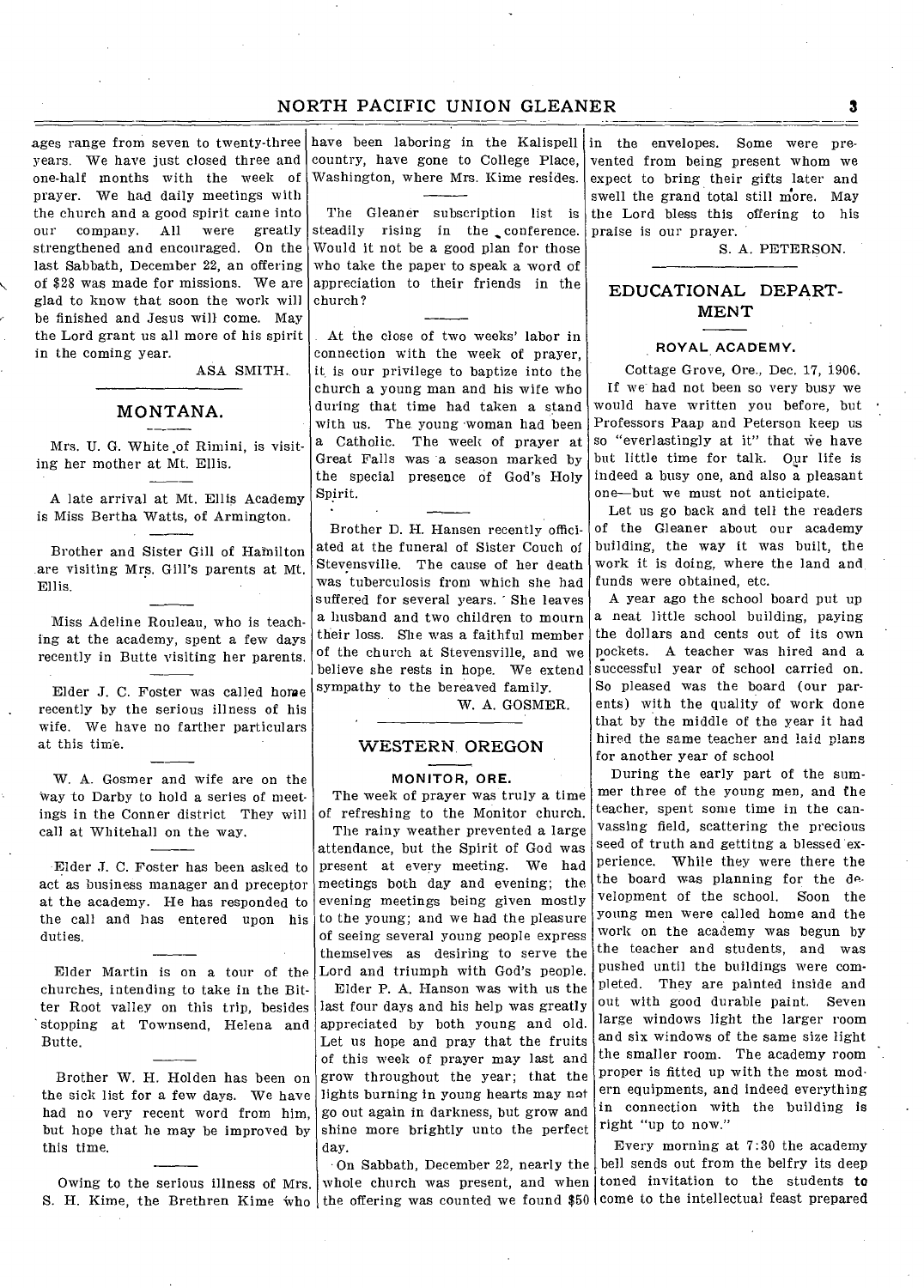ages range from seven to twenty-three years. We have just closed three and one-half months with the week of prayer. We had daily meetings with the church and a good spirit came into our company. All were greatly strengthened and encouraged. On the last Sabbath, December 22, an offering of $28 was made for missions. We are glad to know that soon the work will be finished and Jesus will come. May the Lord grant us all more of his spirit in the coming year.

ASA SMITH.

## MONTANA.

Mrs. U. G. White of Rimini, is visiting her mother at Mt. Ellis.

A late arrival at Mt. Ellis Academy is Miss Bertha Watts, of Armington.

Brother and Sister Gill of Hamilton are visiting Mrs. Gill's parents at Mt. Ellis.

Miss Adeline Rouleau, who is teaching at the academy, spent a few days recently in Butte visiting her parents.

Elder J. C. Foster was called home recently by the serious illness of his wife. We have no farther particulars at this time.

W. A. Gosmer and wife are on the way to Darby to hold a series of meetings in the Conner district They will call at Whitehall on the way.

Elder J. C. Foster has been asked to act as business manager and preceptor at the academy. He has responded to the call and has entered upon his duties.

Elder Martin is on a tour of the churches, intending to take in the Bitter Root valley on this trip, besides stopping at Townsend, Helena and Butte.

Brother W. H. Holden has been on the sick list for a few days. We have had no very recent word from him, but hope that he may be improved by this time.

Owing to the serious illness of Mrs. S. H. Kime, the Brethren Kime who have been laboring in the Kalispell country, have gone to College Place, Washington, where Mrs. Kime resides.

The Gleaner subscription list is steadily rising in the conference. Would it not be a good plan for those who take the paper to speak a word of appreciation to their friends in the church?

At the close of two weeks' labor in connection with the week of prayer, it is our privilege to baptize into the church a young man and his wife who during that time had taken a stand with us. The young woman had been a Catholic. The week of prayer at Great Falls was a season marked by the special presence of God's Holy Spirit.

Brother D. H. Hansen recently officiated at the funeral of Sister Couch of Stevensville. The cause of her death was tuberculosis from which she had suffered for several years. She leaves a husband and two children to mourn their loss. She was a faithful member of the church at Stevensville, and we believe she rests in hope. We extend sympathy to the bereaved family.

W. A. GOSMER.

## WESTERN OREGON

### MONITOR, ORE.

The week of prayer was truly a time of refreshing to the Monitor church.

The rainy weather prevented a large attendance, but the Spirit of God was present at every meeting. We had meetings both day and evening; the evening meetings being given mostly to the young; and we had the pleasure of seeing several young people express themselves as desiring to serve the Lord and triumph with God's people.

Elder P. A. Hanson was with us the last four days and his help was greatly appreciated by both young and old. Let us hope and pray that the fruits of this week of prayer may last and grow throughout the year; that the lights burning in young hearts may not go out again in darkness, but grow and shine more brightly unto the perfect day.

On Sabbath, December 22, nearly the whole church was present, and when the offering was counted we found $50 in the envelopes. Some were prevented from being present whom we expect to bring their gifts later and swell the grand total still more. May the Lord bless this offering to his praise is our prayer.

S. A. PETERSON.

## EDUCATIONAL DEPARTMENT

### ROYAL ACADEMY.

Cottage Grove, Ore., Dec. 17, 1906.

If we had not been so very busy we would have written you before, but Professors Paap and Peterson keep us so "everlastingly at it" that we have but little time for talk. Our life is indeed a busy one, and also a pleasant one—but we must not anticipate.

Let us go back and tell the readers of the Gleaner about our academy building, the way it was built, the work it is doing, where the land and funds were obtained, etc.

A year ago the school board put up a neat little school building, paying the dollars and cents out of its own pockets. A teacher was hired and a successful year of school carried on. So pleased was the board (our parents) with the quality of work done that by the middle of the year it had hired the same teacher and laid plans for another year of school

During the early part of the summer three of the young men, and the teacher, spent some time in the canvassing field, scattering the precious seed of truth and gettitng a blessed experience. While they were there the the board was planning for the development of the school. Soon the young men were called home and the work on the academy was begun by the teacher and students, and was pushed until the buildings were completed. They are painted inside and out with good durable paint. Seven large windows light the larger room and six windows of the same size light the smaller room. The academy room proper is fitted up with the most modern equipments, and indeed everything in connection with the building is right "up to now."

Every morning at 7:30 the academy bell sends out from the belfry its deep toned invitation to the students to come to the intellectual feast prepared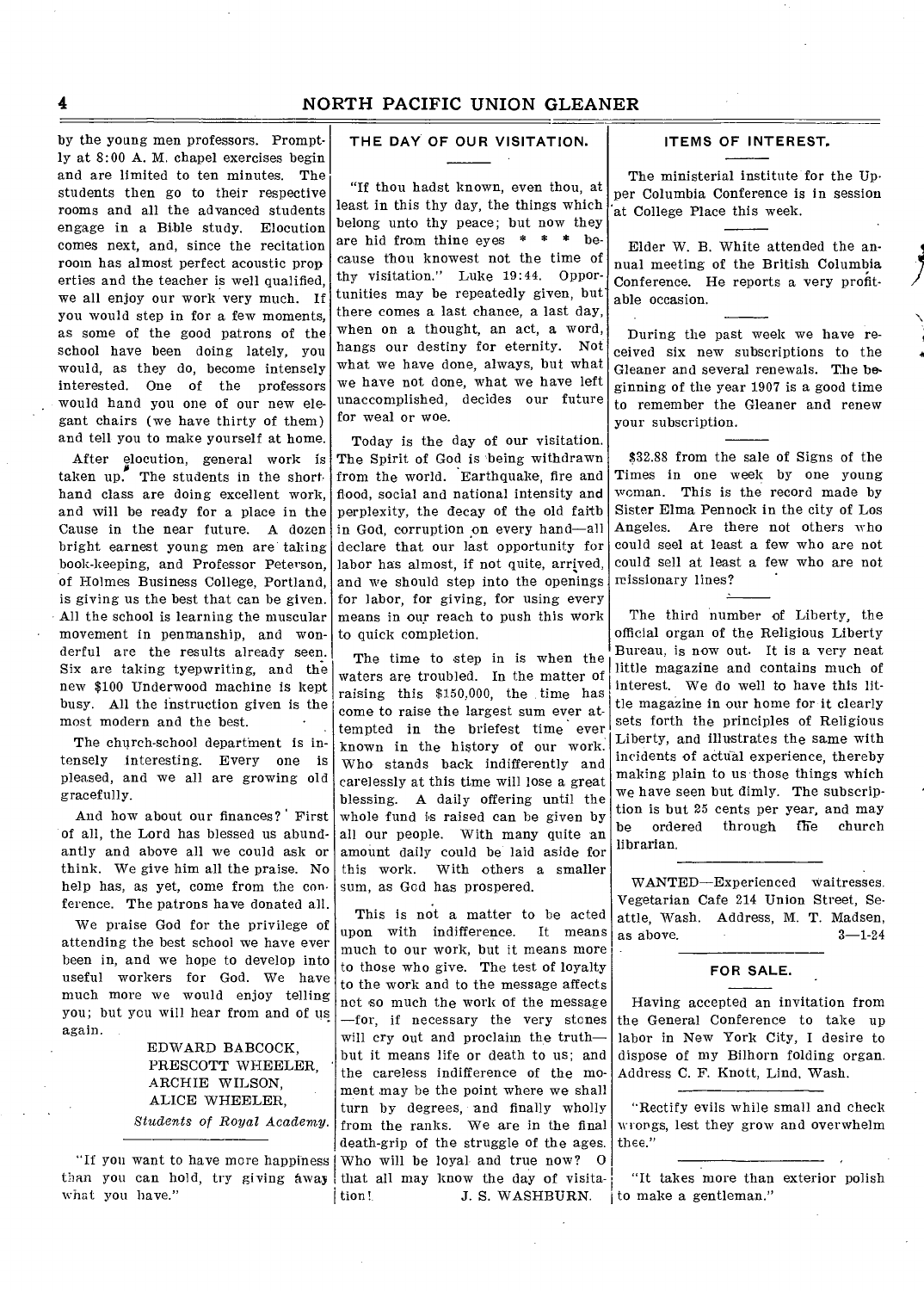by the young men professors. Promptly at 8:00 A. M. chapel exercises begin and are limited to ten minutes. The students then go to their respective rooms and all the advanced students engage in a Bible study. Elocution comes next, and, since the recitation room has almost perfect acoustic properties and the teacher is well qualified, we all enjoy our work very much. If you would step in for a few moments, as some of the good patrons of the school have been doing lately, you would, as they do, become intensely interested. One of the professors would hand you one of our new elegant chairs (we have thirty of them) and tell you to make yourself at home.

After elocution, general work is taken up. The students in the shorthand class are doing excellent work, and will be ready for a place in the Cause in the near future. A dozen bright earnest young men are taking book-keeping, and Professor Peterson, of Holmes Business College, Portland, is giving us the best that can be given. All the school is learning the muscular movement in penmanship, and wonderful are the results already seen. Six are taking tyepwriting, and the new $100 Underwood machine is kept busy. All the instruction given is the most modern and the best.

The church-school department is intensely interesting. Every one is pleased, and we all are growing old gracefully.

And how about our finances? First of all, the Lord has blessed us abundantly and above all we could ask or think. We give him all the praise. No help has, as yet, come from the conference. The patrons have donated all.

We praise God for the privilege of attending the best school we have ever been in, and we hope to develop into useful workers for God. We have much more we would enjoy telling you; but you will hear from and of us again.

EDWARD BABCOCK,
PRESCOTT WHEELER,
ARCHIE WILSON,
ALICE WHEELER,
*Students of Royal Academy.*

---

"If you want to have more happiness than you can hold, try giving away what you have."

## THE DAY OF OUR VISITATION.

"If thou hadst known, even thou, at least in this thy day, the things which belong unto thy peace; but now they are hid from thine eyes * * * because thou knowest not the time of thy visitation." Luke 19:44. Opportunities may be repeatedly given, but there comes a last chance, a last day, when on a thought, an act, a word, hangs our destiny for eternity. Not what we have done, always, but what we have not done, what we have left unaccomplished, decides our future for weal or woe.

Today is the day of our visitation. The Spirit of God is being withdrawn from the world. Earthquake, fire and flood, social and national intensity and perplexity, the decay of the old faith in God, corruption on every hand—all declare that our last opportunity for labor has almost, if not quite, arrived, and we should step into the openings for labor, for giving, for using every means in our reach to push this work to quick completion.

The time to step in is when the waters are troubled. In the matter of raising this $150,000, the time has come to raise the largest sum ever attempted in the briefest time ever known in the history of our work. Who stands back indifferently and carelessly at this time will lose a great blessing. A daily offering until the whole fund is raised can be given by all our people. With many quite an amount daily could be laid aside for this work. With others a smaller sum, as God has prospered.

This is not a matter to be acted upon with indifference. It means much to our work, but it means more to those who give. The test of loyalty to the work and to the message affects not so much the work of the message—for, if necessary the very stones will cry out and proclaim the truth—but it means life or death to us; and the careless indifference of the moment may be the point where we shall turn by degrees, and finally wholly from the ranks. We are in the final death-grip of the struggle of the ages. Who will be loyal and true now? O that all may know the day of visitation!

J. S. WASHBURN.

## ITEMS OF INTEREST.

The ministerial institute for the Upper Columbia Conference is in session at College Place this week.

---

Elder W. B. White attended the annual meeting of the British Columbia Conference. He reports a very profitable occasion.

---

During the past week we have received six new subscriptions to the Gleaner and several renewals. The beginning of the year 1907 is a good time to remember the Gleaner and renew your subscription.

---

$32.88 from the sale of Signs of the Times in one week by one young woman. This is the record made by Sister Elma Pennock in the city of Los Angeles. Are there not others who could seel at least a few who are not could sell at least a few who are not missionary lines?

---

The third number of Liberty, the official organ of the Religious Liberty Bureau, is now out. It is a very neat little magazine and contains much of interest. We do well to have this little magazine in our home for it clearly sets forth the principles of Religious Liberty, and illustrates the same with incidents of actual experience, thereby making plain to us those things which we have seen but dimly. The subscription is but 25 cents per year, and may be ordered through the church librarian.

---

WANTED—Experienced waitresses. Vegetarian Cafe 214 Union Street, Seattle, Wash. Address, M. T. Madsen, as above. 3—1-24

---

### FOR SALE.

Having accepted an invitation from the General Conference to take up labor in New York City, I desire to dispose of my Bilhorn folding organ. Address C. F. Knott, Lind, Wash.

---

"Rectify evils while small and check wrongs, lest they grow and overwhelm thee."

---

"It takes more than exterior polish to make a gentleman."